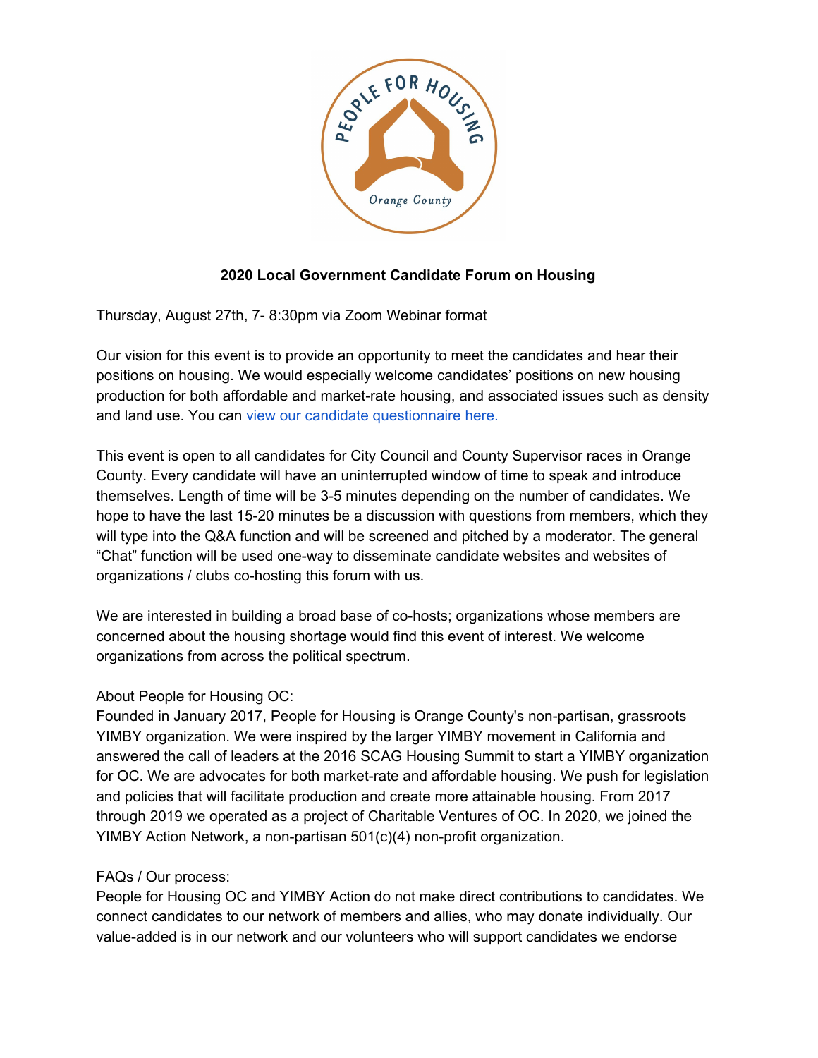**2020 Local Government Candidate Forum on Housing**

Thursday, August 27th, 7- 8:30pm via Zoom Webinar format

Our vision for this event is to provide an opportunity to meet the candidates and hear their positions on housing. We would especially welcome candidates' positions on new housing production for both affordable and market-rate housing, and associated issues such as density and land use. You can [view our candidate questionnaire here.]()

This event is open to all candidates for City Council and County Supervisor races in Orange County. Every candidate will have an uninterrupted window of time to speak and introduce themselves. Length of time will be 3-5 minutes depending on the number of candidates. We hope to have the last 15-20 minutes be a discussion with questions from members, which they will type into the Q&A function and will be screened and pitched by a moderator. The general "Chat" function will be used one-way to disseminate candidate websites and websites of organizations / clubs co-hosting this forum with us.

We are interested in building a broad base of co-hosts; organizations whose members are concerned about the housing shortage would find this event of interest. We welcome organizations from across the political spectrum.

About People for Housing OC:
Founded in January 2017, People for Housing is Orange County's non-partisan, grassroots YIMBY organization. We were inspired by the larger YIMBY movement in California and answered the call of leaders at the 2016 SCAG Housing Summit to start a YIMBY organization for OC. We are advocates for both market-rate and affordable housing. We push for legislation and policies that will facilitate production and create more attainable housing. From 2017 through 2019 we operated as a project of Charitable Ventures of OC. In 2020, we joined the YIMBY Action Network, a non-partisan 501(c)(4) non-profit organization.

FAQs / Our process:
People for Housing OC and YIMBY Action do not make direct contributions to candidates. We connect candidates to our network of members and allies, who may donate individually. Our value-added is in our network and our volunteers who will support candidates we endorse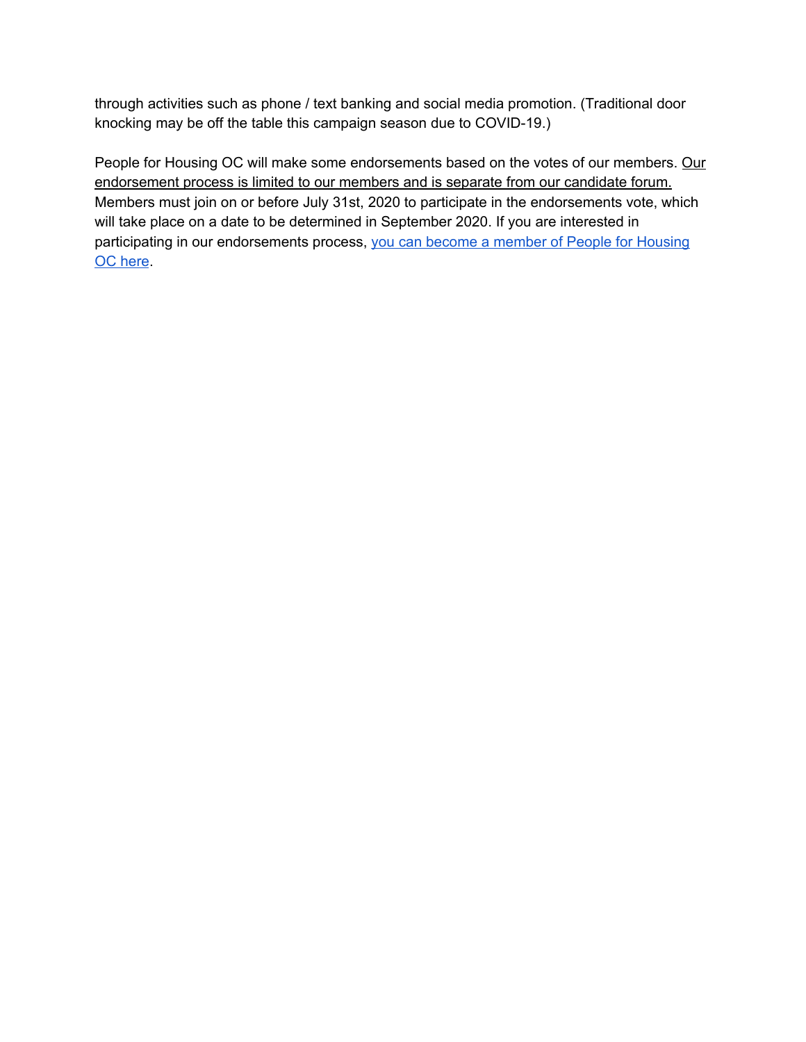through activities such as phone / text banking and social media promotion. (Traditional door knocking may be off the table this campaign season due to COVID-19.)

People for Housing OC will make some endorsements based on the votes of our members. Our endorsement process is limited to our members and is separate from our candidate forum. Members must join on or before July 31st, 2020 to participate in the endorsements vote, which will take place on a date to be determined in September 2020. If you are interested in participating in our endorsements process, you can become a member of People for Housing OC here.